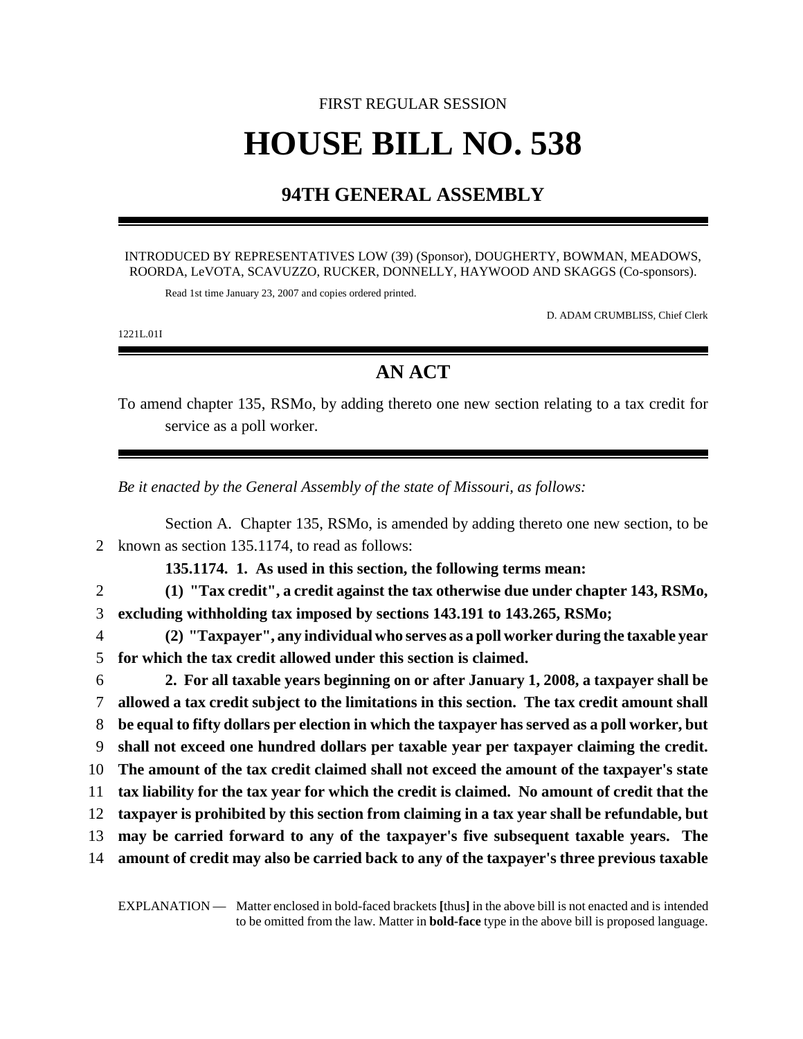FIRST REGULAR SESSION

# HOUSE BILL NO. 538

## 94TH GENERAL ASSEMBLY

INTRODUCED BY REPRESENTATIVES LOW (39) (Sponsor), DOUGHERTY, BOWMAN, MEADOWS, ROORDA, LeVOTA, SCAVUZZO, RUCKER, DONNELLY, HAYWOOD AND SKAGGS (Co-sponsors).

Read 1st time January 23, 2007 and copies ordered printed.

D. ADAM CRUMBLISS, Chief Clerk

1221L.01I

## AN ACT

To amend chapter 135, RSMo, by adding thereto one new section relating to a tax credit for service as a poll worker.

*Be it enacted by the General Assembly of the state of Missouri, as follows:*

Section A. Chapter 135, RSMo, is amended by adding thereto one new section, to be known as section 135.1174, to read as follows:

**135.1174. 1. As used in this section, the following terms mean:**

**(1) "Tax credit", a credit against the tax otherwise due under chapter 143, RSMo, excluding withholding tax imposed by sections 143.191 to 143.265, RSMo;**

**(2) "Taxpayer", any individual who serves as a poll worker during the taxable year for which the tax credit allowed under this section is claimed.**

**2. For all taxable years beginning on or after January 1, 2008, a taxpayer shall be allowed a tax credit subject to the limitations in this section. The tax credit amount shall be equal to fifty dollars per election in which the taxpayer has served as a poll worker, but shall not exceed one hundred dollars per taxable year per taxpayer claiming the credit. The amount of the tax credit claimed shall not exceed the amount of the taxpayer's state tax liability for the tax year for which the credit is claimed. No amount of credit that the taxpayer is prohibited by this section from claiming in a tax year shall be refundable, but may be carried forward to any of the taxpayer's five subsequent taxable years. The amount of credit may also be carried back to any of the taxpayer's three previous taxable**

EXPLANATION — Matter enclosed in bold-faced brackets **[**thus**]** in the above bill is not enacted and is intended to be omitted from the law. Matter in **bold-face** type in the above bill is proposed language.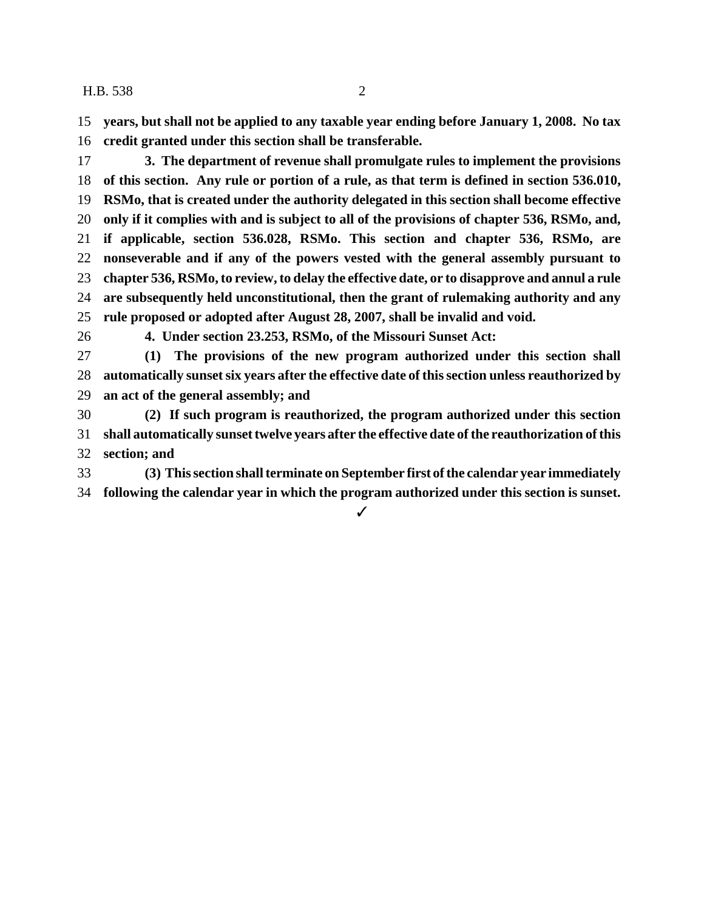**years, but shall not be applied to any taxable year ending before January 1, 2008. No tax credit granted under this section shall be transferable.**

**3. The department of revenue shall promulgate rules to implement the provisions of this section. Any rule or portion of a rule, as that term is defined in section 536.010, RSMo, that is created under the authority delegated in this section shall become effective only if it complies with and is subject to all of the provisions of chapter 536, RSMo, and, if applicable, section 536.028, RSMo. This section and chapter 536, RSMo, are nonseverable and if any of the powers vested with the general assembly pursuant to chapter 536, RSMo, to review, to delay the effective date, or to disapprove and annul a rule are subsequently held unconstitutional, then the grant of rulemaking authority and any rule proposed or adopted after August 28, 2007, shall be invalid and void.**

**4. Under section 23.253, RSMo, of the Missouri Sunset Act:**

**(1) The provisions of the new program authorized under this section shall automatically sunset six years after the effective date of this section unless reauthorized by an act of the general assembly; and**

**(2) If such program is reauthorized, the program authorized under this section shall automatically sunset twelve years after the effective date of the reauthorization of this section; and**

**(3) This section shall terminate on September first of the calendar year immediately following the calendar year in which the program authorized under this section is sunset.**

✓